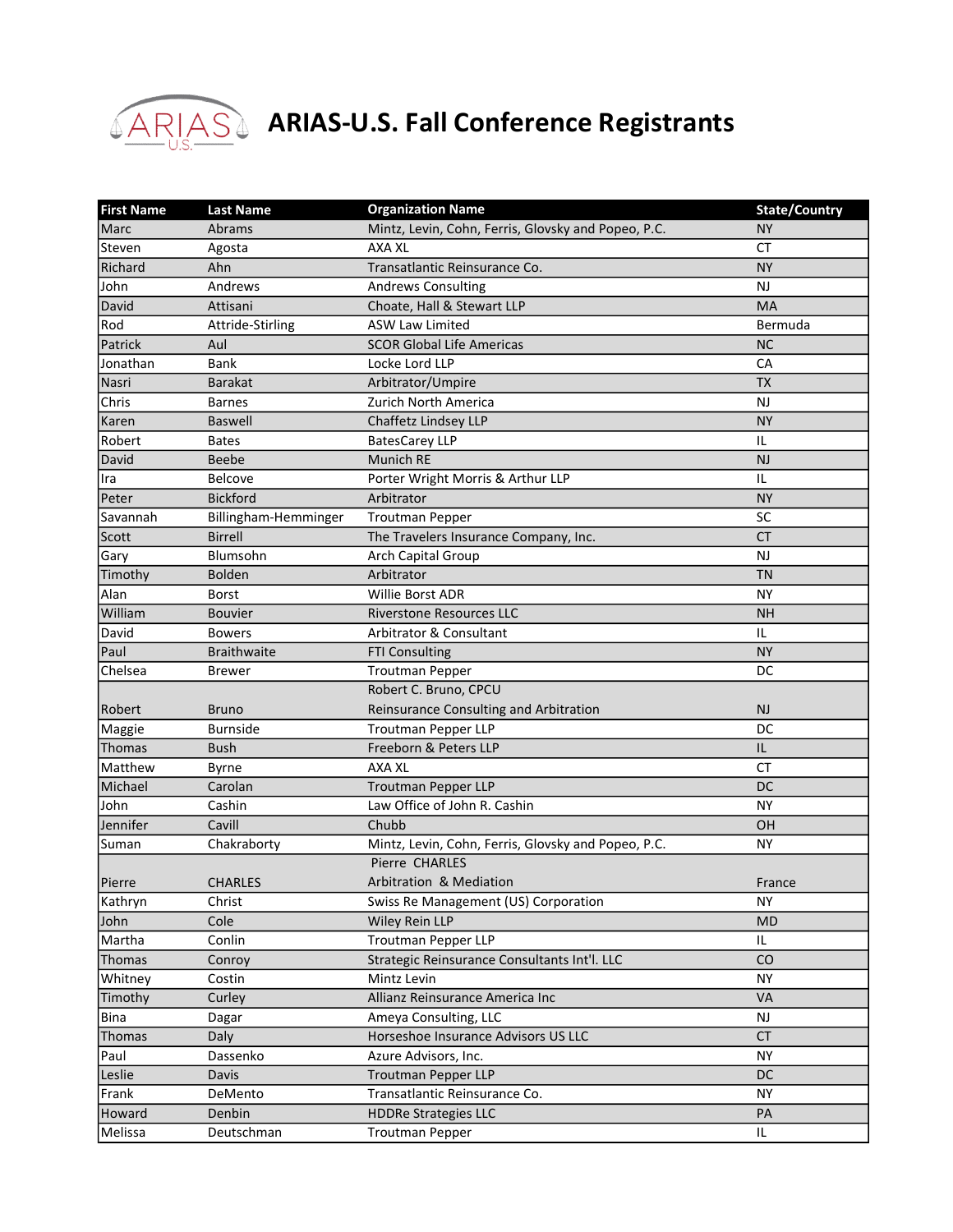# ARIAS-U.S. Fall Conference Registrants

| First Name | Last Name | Organization Name | State/Country |
|---|---|---|---|
| Marc | Abrams | Mintz, Levin, Cohn, Ferris, Glovsky and Popeo, P.C. | NY |
| Steven | Agosta | AXA XL | CT |
| Richard | Ahn | Transatlantic Reinsurance Co. | NY |
| John | Andrews | Andrews Consulting | NJ |
| David | Attisani | Choate, Hall & Stewart LLP | MA |
| Rod | Attride-Stirling | ASW Law Limited | Bermuda |
| Patrick | Aul | SCOR Global Life Americas | NC |
| Jonathan | Bank | Locke Lord LLP | CA |
| Nasri | Barakat | Arbitrator/Umpire | TX |
| Chris | Barnes | Zurich North America | NJ |
| Karen | Baswell | Chaffetz Lindsey LLP | NY |
| Robert | Bates | BatesCarey LLP | IL |
| David | Beebe | Munich RE | NJ |
| Ira | Belcove | Porter Wright Morris & Arthur LLP | IL |
| Peter | Bickford | Arbitrator | NY |
| Savannah | Billingham-Hemminger | Troutman Pepper | SC |
| Scott | Birrell | The Travelers Insurance Company, Inc. | CT |
| Gary | Blumsohn | Arch Capital Group | NJ |
| Timothy | Bolden | Arbitrator | TN |
| Alan | Borst | Willie Borst ADR | NY |
| William | Bouvier | Riverstone Resources LLC | NH |
| David | Bowers | Arbitrator & Consultant | IL |
| Paul | Braithwaite | FTI Consulting | NY |
| Chelsea | Brewer | Troutman Pepper | DC |
| Robert | Bruno | Robert C. Bruno, CPCU Reinsurance Consulting and Arbitration | NJ |
| Maggie | Burnside | Troutman Pepper LLP | DC |
| Thomas | Bush | Freeborn & Peters LLP | IL |
| Matthew | Byrne | AXA XL | CT |
| Michael | Carolan | Troutman Pepper LLP | DC |
| John | Cashin | Law Office of John R. Cashin | NY |
| Jennifer | Cavill | Chubb | OH |
| Suman | Chakraborty | Mintz, Levin, Cohn, Ferris, Glovsky and Popeo, P.C. | NY |
| Pierre | CHARLES | Pierre CHARLES Arbitration & Mediation | France |
| Kathryn | Christ | Swiss Re Management (US) Corporation | NY |
| John | Cole | Wiley Rein LLP | MD |
| Martha | Conlin | Troutman Pepper LLP | IL |
| Thomas | Conroy | Strategic Reinsurance Consultants Int'l. LLC | CO |
| Whitney | Costin | Mintz Levin | NY |
| Timothy | Curley | Allianz Reinsurance America Inc | VA |
| Bina | Dagar | Ameya Consulting, LLC | NJ |
| Thomas | Daly | Horseshoe Insurance Advisors US LLC | CT |
| Paul | Dassenko | Azure Advisors, Inc. | NY |
| Leslie | Davis | Troutman Pepper LLP | DC |
| Frank | DeMento | Transatlantic Reinsurance Co. | NY |
| Howard | Denbin | HDDRe Strategies LLC | PA |
| Melissa | Deutschman | Troutman Pepper | IL |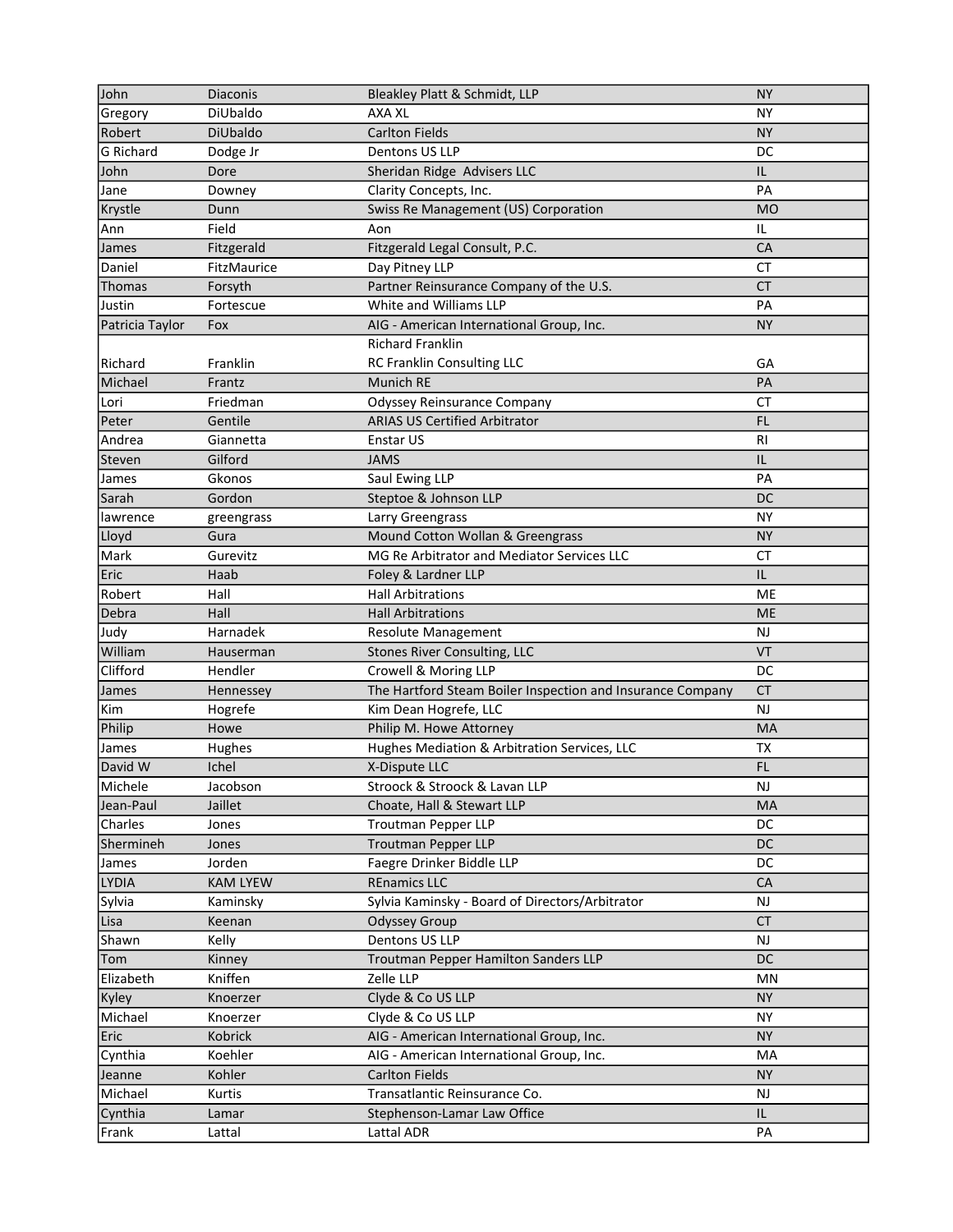| | | | |
|---|---|---|---|
| John | Diaconis | Bleakley Platt & Schmidt, LLP | NY |
| Gregory | DiUbaldo | AXA XL | NY |
| Robert | DiUbaldo | Carlton Fields | NY |
| G Richard | Dodge Jr | Dentons US LLP | DC |
| John | Dore | Sheridan Ridge  Advisers LLC | IL |
| Jane | Downey | Clarity Concepts, Inc. | PA |
| Krystle | Dunn | Swiss Re Management (US) Corporation | MO |
| Ann | Field | Aon | IL |
| James | Fitzgerald | Fitzgerald Legal Consult, P.C. | CA |
| Daniel | FitzMaurice | Day Pitney LLP | CT |
| Thomas | Forsyth | Partner Reinsurance Company of the U.S. | CT |
| Justin | Fortescue | White and Williams LLP | PA |
| Patricia Taylor | Fox | AIG - American International Group, Inc. | NY |
| Richard | Franklin | Richard Franklin RC Franklin Consulting LLC | GA |
| Michael | Frantz | Munich RE | PA |
| Lori | Friedman | Odyssey Reinsurance Company | CT |
| Peter | Gentile | ARIAS US Certified Arbitrator | FL |
| Andrea | Giannetta | Enstar US | RI |
| Steven | Gilford | JAMS | IL |
| James | Gkonos | Saul Ewing LLP | PA |
| Sarah | Gordon | Steptoe & Johnson LLP | DC |
| lawrence | greengrass | Larry Greengrass | NY |
| Lloyd | Gura | Mound Cotton Wollan & Greengrass | NY |
| Mark | Gurevitz | MG Re Arbitrator and Mediator Services LLC | CT |
| Eric | Haab | Foley & Lardner LLP | IL |
| Robert | Hall | Hall Arbitrations | ME |
| Debra | Hall | Hall Arbitrations | ME |
| Judy | Harnadek | Resolute Management | NJ |
| William | Hauserman | Stones River Consulting, LLC | VT |
| Clifford | Hendler | Crowell & Moring LLP | DC |
| James | Hennessey | The Hartford Steam Boiler Inspection and Insurance Company | CT |
| Kim | Hogrefe | Kim Dean Hogrefe, LLC | NJ |
| Philip | Howe | Philip M. Howe Attorney | MA |
| James | Hughes | Hughes Mediation & Arbitration Services, LLC | TX |
| David W | Ichel | X-Dispute LLC | FL |
| Michele | Jacobson | Stroock & Stroock & Lavan LLP | NJ |
| Jean-Paul | Jaillet | Choate, Hall & Stewart LLP | MA |
| Charles | Jones | Troutman Pepper LLP | DC |
| Shermineh | Jones | Troutman Pepper LLP | DC |
| James | Jorden | Faegre Drinker Biddle LLP | DC |
| LYDIA | KAM LYEW | REnamics LLC | CA |
| Sylvia | Kaminsky | Sylvia Kaminsky - Board of Directors/Arbitrator | NJ |
| Lisa | Keenan | Odyssey Group | CT |
| Shawn | Kelly | Dentons US LLP | NJ |
| Tom | Kinney | Troutman Pepper Hamilton Sanders LLP | DC |
| Elizabeth | Kniffen | Zelle LLP | MN |
| Kyley | Knoerzer | Clyde & Co US LLP | NY |
| Michael | Knoerzer | Clyde & Co US LLP | NY |
| Eric | Kobrick | AIG - American International Group, Inc. | NY |
| Cynthia | Koehler | AIG - American International Group, Inc. | MA |
| Jeanne | Kohler | Carlton Fields | NY |
| Michael | Kurtis | Transatlantic Reinsurance Co. | NJ |
| Cynthia | Lamar | Stephenson-Lamar Law Office | IL |
| Frank | Lattal | Lattal ADR | PA |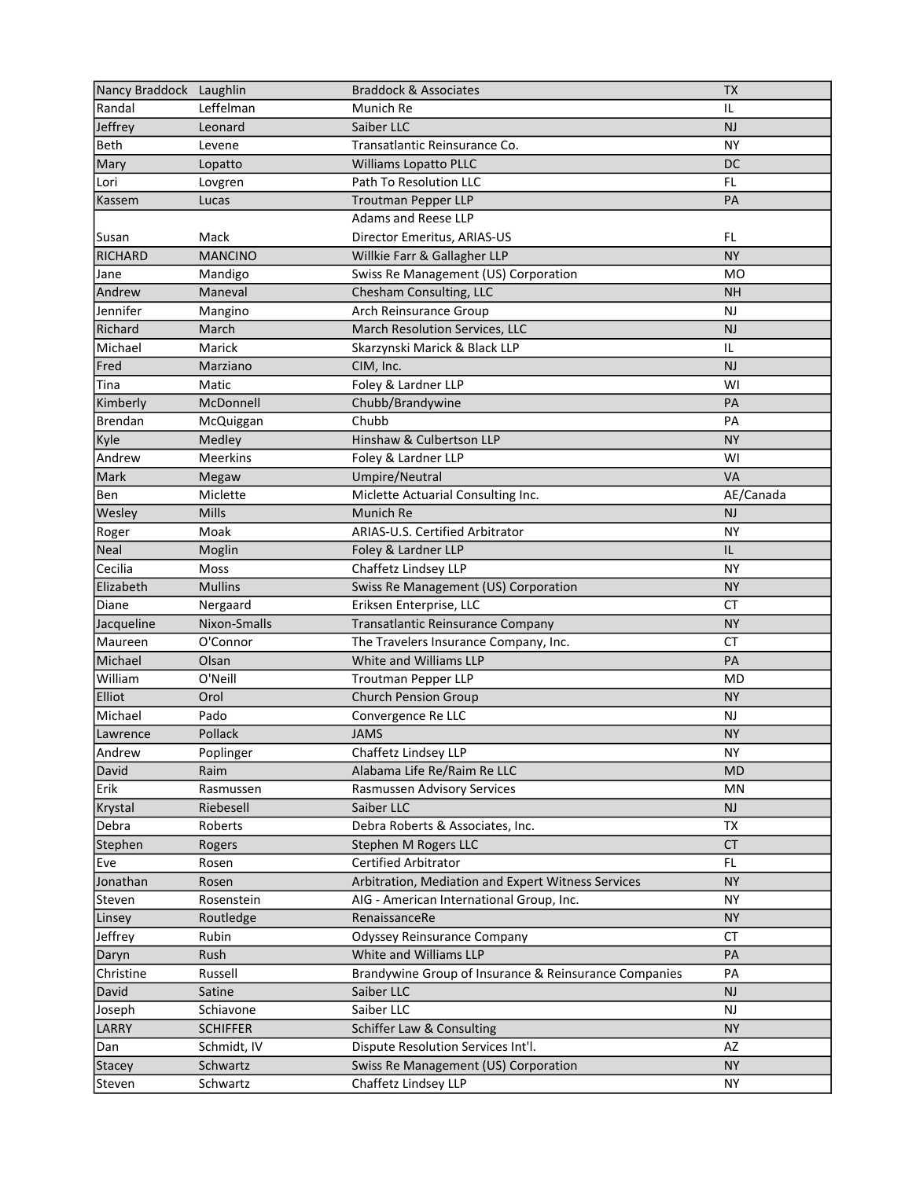| Nancy Braddock | Laughlin | Braddock & Associates | TX |
|---|---|---|---|
| Randal | Leffelman | Munich Re | IL |
| Jeffrey | Leonard | Saiber LLC | NJ |
| Beth | Levene | Transatlantic Reinsurance Co. | NY |
| Mary | Lopatto | Williams Lopatto PLLC | DC |
| Lori | Lovgren | Path To Resolution LLC | FL |
| Kassem | Lucas | Troutman Pepper LLP | PA |
| Susan | Mack | Adams and Reese LLP<br>Director Emeritus, ARIAS-US | FL |
| RICHARD | MANCINO | Willkie Farr & Gallagher LLP | NY |
| Jane | Mandigo | Swiss Re Management (US) Corporation | MO |
| Andrew | Maneval | Chesham Consulting, LLC | NH |
| Jennifer | Mangino | Arch Reinsurance Group | NJ |
| Richard | March | March Resolution Services, LLC | NJ |
| Michael | Marick | Skarzynski Marick & Black LLP | IL |
| Fred | Marziano | CIM, Inc. | NJ |
| Tina | Matic | Foley & Lardner LLP | WI |
| Kimberly | McDonnell | Chubb/Brandywine | PA |
| Brendan | McQuiggan | Chubb | PA |
| Kyle | Medley | Hinshaw & Culbertson LLP | NY |
| Andrew | Meerkins | Foley & Lardner LLP | WI |
| Mark | Megaw | Umpire/Neutral | VA |
| Ben | Miclette | Miclette Actuarial Consulting Inc. | AE/Canada |
| Wesley | Mills | Munich Re | NJ |
| Roger | Moak | ARIAS-U.S. Certified Arbitrator | NY |
| Neal | Moglin | Foley & Lardner LLP | IL |
| Cecilia | Moss | Chaffetz Lindsey LLP | NY |
| Elizabeth | Mullins | Swiss Re Management (US) Corporation | NY |
| Diane | Nergaard | Eriksen Enterprise, LLC | CT |
| Jacqueline | Nixon-Smalls | Transatlantic Reinsurance Company | NY |
| Maureen | O'Connor | The Travelers Insurance Company, Inc. | CT |
| Michael | Olsan | White and Williams LLP | PA |
| William | O'Neill | Troutman Pepper LLP | MD |
| Elliot | Orol | Church Pension Group | NY |
| Michael | Pado | Convergence Re LLC | NJ |
| Lawrence | Pollack | JAMS | NY |
| Andrew | Poplinger | Chaffetz Lindsey LLP | NY |
| David | Raim | Alabama Life Re/Raim Re LLC | MD |
| Erik | Rasmussen | Rasmussen Advisory Services | MN |
| Krystal | Riebesell | Saiber LLC | NJ |
| Debra | Roberts | Debra Roberts & Associates, Inc. | TX |
| Stephen | Rogers | Stephen M Rogers LLC | CT |
| Eve | Rosen | Certified Arbitrator | FL |
| Jonathan | Rosen | Arbitration, Mediation and Expert Witness Services | NY |
| Steven | Rosenstein | AIG - American International Group, Inc. | NY |
| Linsey | Routledge | RenaissanceRe | NY |
| Jeffrey | Rubin | Odyssey Reinsurance Company | CT |
| Daryn | Rush | White and Williams LLP | PA |
| Christine | Russell | Brandywine Group of Insurance & Reinsurance Companies | PA |
| David | Satine | Saiber LLC | NJ |
| Joseph | Schiavone | Saiber LLC | NJ |
| LARRY | SCHIFFER | Schiffer Law & Consulting | NY |
| Dan | Schmidt, IV | Dispute Resolution Services Int'l. | AZ |
| Stacey | Schwartz | Swiss Re Management (US) Corporation | NY |
| Steven | Schwartz | Chaffetz Lindsey LLP | NY |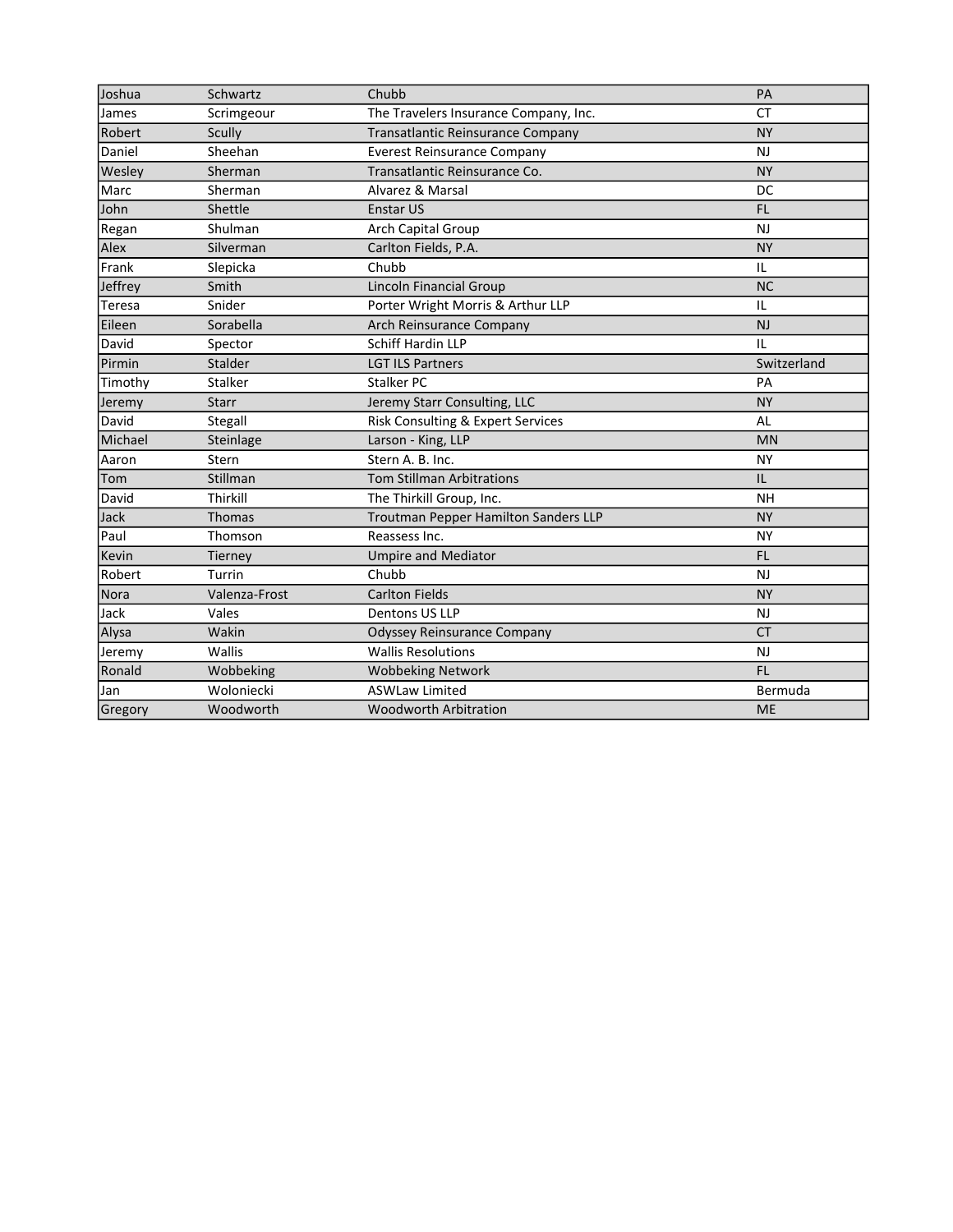| | | | |
|---|---|---|---|
| Joshua | Schwartz | Chubb | PA |
| James | Scrimgeour | The Travelers Insurance Company, Inc. | CT |
| Robert | Scully | Transatlantic Reinsurance Company | NY |
| Daniel | Sheehan | Everest Reinsurance Company | NJ |
| Wesley | Sherman | Transatlantic Reinsurance Co. | NY |
| Marc | Sherman | Alvarez & Marsal | DC |
| John | Shettle | Enstar US | FL |
| Regan | Shulman | Arch Capital Group | NJ |
| Alex | Silverman | Carlton Fields, P.A. | NY |
| Frank | Slepicka | Chubb | IL |
| Jeffrey | Smith | Lincoln Financial Group | NC |
| Teresa | Snider | Porter Wright Morris & Arthur LLP | IL |
| Eileen | Sorabella | Arch Reinsurance Company | NJ |
| David | Spector | Schiff Hardin LLP | IL |
| Pirmin | Stalder | LGT ILS Partners | Switzerland |
| Timothy | Stalker | Stalker PC | PA |
| Jeremy | Starr | Jeremy Starr Consulting, LLC | NY |
| David | Stegall | Risk Consulting & Expert Services | AL |
| Michael | Steinlage | Larson - King, LLP | MN |
| Aaron | Stern | Stern A. B. Inc. | NY |
| Tom | Stillman | Tom Stillman Arbitrations | IL |
| David | Thirkill | The Thirkill Group, Inc. | NH |
| Jack | Thomas | Troutman Pepper Hamilton Sanders LLP | NY |
| Paul | Thomson | Reassess Inc. | NY |
| Kevin | Tierney | Umpire and Mediator | FL |
| Robert | Turrin | Chubb | NJ |
| Nora | Valenza-Frost | Carlton Fields | NY |
| Jack | Vales | Dentons US LLP | NJ |
| Alysa | Wakin | Odyssey Reinsurance Company | CT |
| Jeremy | Wallis | Wallis Resolutions | NJ |
| Ronald | Wobbeking | Wobbeking Network | FL |
| Jan | Woloniecki | ASWLaw Limited | Bermuda |
| Gregory | Woodworth | Woodworth Arbitration | ME |